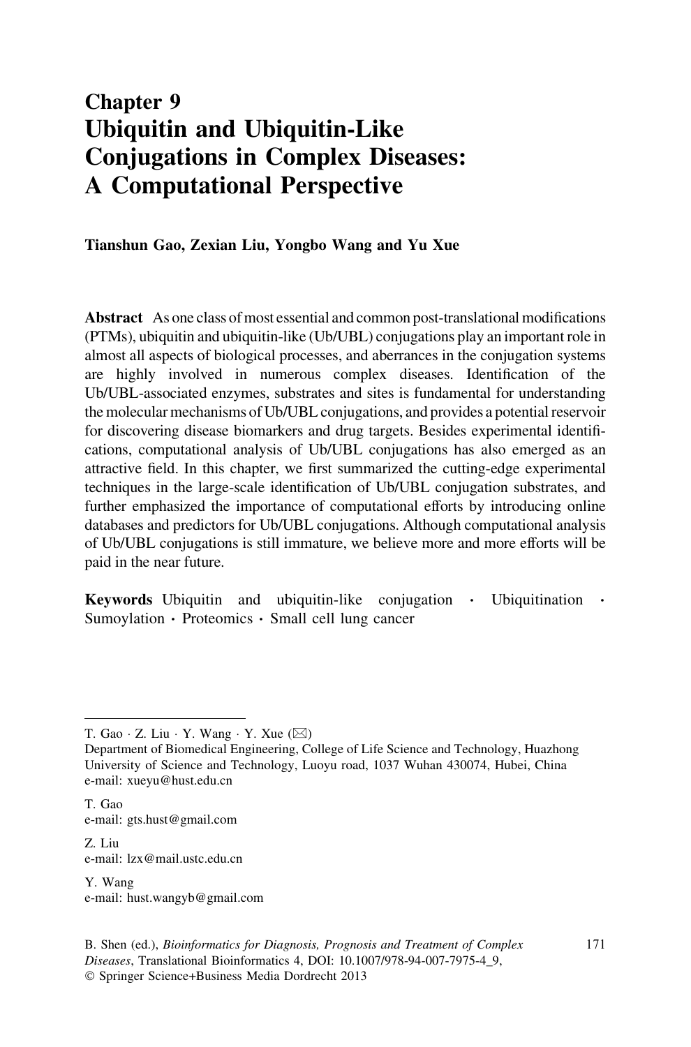# Chapter 9
# Ubiquitin and Ubiquitin-Like Conjugations in Complex Diseases: A Computational Perspective

**Tianshun Gao, Zexian Liu, Yongbo Wang and Yu Xue**

**Abstract** As one class of most essential and common post-translational modifications (PTMs), ubiquitin and ubiquitin-like (Ub/UBL) conjugations play an important role in almost all aspects of biological processes, and aberrances in the conjugation systems are highly involved in numerous complex diseases. Identification of the Ub/UBL-associated enzymes, substrates and sites is fundamental for understanding the molecular mechanisms of Ub/UBL conjugations, and provides a potential reservoir for discovering disease biomarkers and drug targets. Besides experimental identifications, computational analysis of Ub/UBL conjugations has also emerged as an attractive field. In this chapter, we first summarized the cutting-edge experimental techniques in the large-scale identification of Ub/UBL conjugation substrates, and further emphasized the importance of computational efforts by introducing online databases and predictors for Ub/UBL conjugations. Although computational analysis of Ub/UBL conjugations is still immature, we believe more and more efforts will be paid in the near future.

**Keywords** Ubiquitin and ubiquitin-like conjugation · Ubiquitination · Sumoylation · Proteomics · Small cell lung cancer

---

T. Gao · Z. Liu · Y. Wang · Y. Xue (✉)
Department of Biomedical Engineering, College of Life Science and Technology, Huazhong University of Science and Technology, Luoyu road, 1037 Wuhan 430074, Hubei, China
e-mail: xueyu@hust.edu.cn

T. Gao
e-mail: gts.hust@gmail.com

Z. Liu
e-mail: lzx@mail.ustc.edu.cn

Y. Wang
e-mail: hust.wangyb@gmail.com

B. Shen (ed.), *Bioinformatics for Diagnosis, Prognosis and Treatment of Complex Diseases*, Translational Bioinformatics 4, DOI: 10.1007/978-94-007-7975-4_9,
© Springer Science+Business Media Dordrecht 2013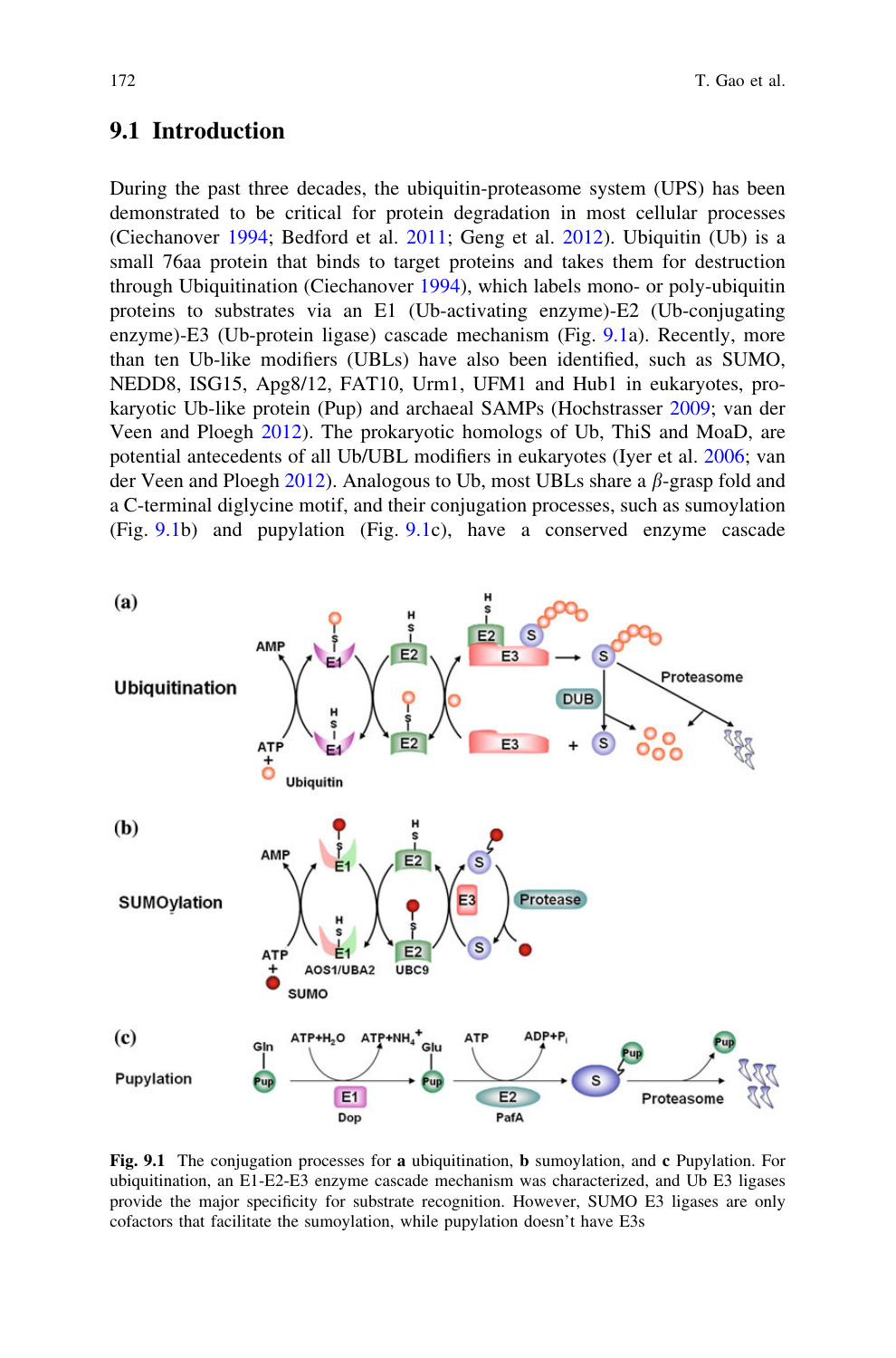## 9.1 Introduction

During the past three decades, the ubiquitin-proteasome system (UPS) has been demonstrated to be critical for protein degradation in most cellular processes (Ciechanover 1994; Bedford et al. 2011; Geng et al. 2012). Ubiquitin (Ub) is a small 76aa protein that binds to target proteins and takes them for destruction through Ubiquitination (Ciechanover 1994), which labels mono- or poly-ubiquitin proteins to substrates via an E1 (Ub-activating enzyme)-E2 (Ub-conjugating enzyme)-E3 (Ub-protein ligase) cascade mechanism (Fig. 9.1a). Recently, more than ten Ub-like modifiers (UBLs) have also been identified, such as SUMO, NEDD8, ISG15, Apg8/12, FAT10, Urm1, UFM1 and Hub1 in eukaryotes, prokaryotic Ub-like protein (Pup) and archaeal SAMPs (Hochstrasser 2009; van der Veen and Ploegh 2012). The prokaryotic homologs of Ub, ThiS and MoaD, are potential antecedents of all Ub/UBL modifiers in eukaryotes (Iyer et al. 2006; van der Veen and Ploegh 2012). Analogous to Ub, most UBLs share a $\beta$-grasp fold and a C-terminal diglycine motif, and their conjugation processes, such as sumoylation (Fig. 9.1b) and pupylation (Fig. 9.1c), have a conserved enzyme cascade

**Fig. 9.1** The conjugation processes for **a** ubiquitination, **b** sumoylation, and **c** Pupylation. For ubiquitination, an E1-E2-E3 enzyme cascade mechanism was characterized, and Ub E3 ligases provide the major specificity for substrate recognition. However, SUMO E3 ligases are only cofactors that facilitate the sumoylation, while pupylation doesn't have E3s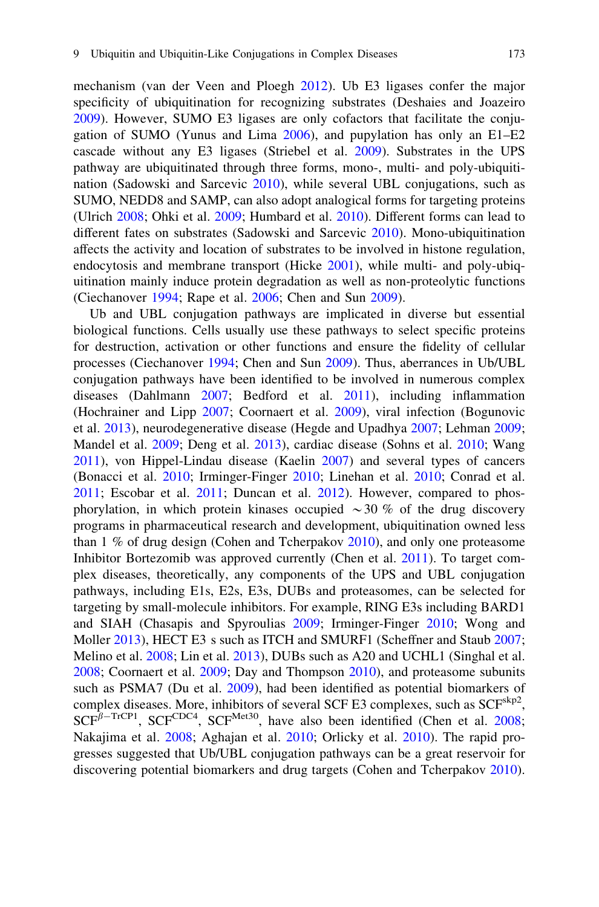mechanism (van der Veen and Ploegh 2012). Ub E3 ligases confer the major specificity of ubiquitination for recognizing substrates (Deshaies and Joazeiro 2009). However, SUMO E3 ligases are only cofactors that facilitate the conjugation of SUMO (Yunus and Lima 2006), and pupylation has only an E1–E2 cascade without any E3 ligases (Striebel et al. 2009). Substrates in the UPS pathway are ubiquitinated through three forms, mono-, multi- and poly-ubiquitination (Sadowski and Sarcevic 2010), while several UBL conjugations, such as SUMO, NEDD8 and SAMP, can also adopt analogical forms for targeting proteins (Ulrich 2008; Ohki et al. 2009; Humbard et al. 2010). Different forms can lead to different fates on substrates (Sadowski and Sarcevic 2010). Mono-ubiquitination affects the activity and location of substrates to be involved in histone regulation, endocytosis and membrane transport (Hicke 2001), while multi- and poly-ubiquitination mainly induce protein degradation as well as non-proteolytic functions (Ciechanover 1994; Rape et al. 2006; Chen and Sun 2009).

Ub and UBL conjugation pathways are implicated in diverse but essential biological functions. Cells usually use these pathways to select specific proteins for destruction, activation or other functions and ensure the fidelity of cellular processes (Ciechanover 1994; Chen and Sun 2009). Thus, aberrances in Ub/UBL conjugation pathways have been identified to be involved in numerous complex diseases (Dahlmann 2007; Bedford et al. 2011), including inflammation (Hochrainer and Lipp 2007; Coornaert et al. 2009), viral infection (Bogunovic et al. 2013), neurodegenerative disease (Hegde and Upadhya 2007; Lehman 2009; Mandel et al. 2009; Deng et al. 2013), cardiac disease (Sohns et al. 2010; Wang 2011), von Hippel-Lindau disease (Kaelin 2007) and several types of cancers (Bonacci et al. 2010; Irminger-Finger 2010; Linehan et al. 2010; Conrad et al. 2011; Escobar et al. 2011; Duncan et al. 2012). However, compared to phosphorylation, in which protein kinases occupied $\sim$30 % of the drug discovery programs in pharmaceutical research and development, ubiquitination owned less than 1 % of drug design (Cohen and Tcherpakov 2010), and only one proteasome Inhibitor Bortezomib was approved currently (Chen et al. 2011). To target complex diseases, theoretically, any components of the UPS and UBL conjugation pathways, including E1s, E2s, E3s, DUBs and proteasomes, can be selected for targeting by small-molecule inhibitors. For example, RING E3s including BARD1 and SIAH (Chasapis and Spyroulias 2009; Irminger-Finger 2010; Wong and Moller 2013), HECT E3 s such as ITCH and SMURF1 (Scheffner and Staub 2007; Melino et al. 2008; Lin et al. 2013), DUBs such as A20 and UCHL1 (Singhal et al. 2008; Coornaert et al. 2009; Day and Thompson 2010), and proteasome subunits such as PSMA7 (Du et al. 2009), had been identified as potential biomarkers of complex diseases. More, inhibitors of several SCF E3 complexes, such as $SCF^{skp2}$, $SCF^{\beta-TrCP1}$, $SCF^{CDC4}$, $SCF^{Met30}$, have also been identified (Chen et al. 2008; Nakajima et al. 2008; Aghajan et al. 2010; Orlicky et al. 2010). The rapid progresses suggested that Ub/UBL conjugation pathways can be a great reservoir for discovering potential biomarkers and drug targets (Cohen and Tcherpakov 2010).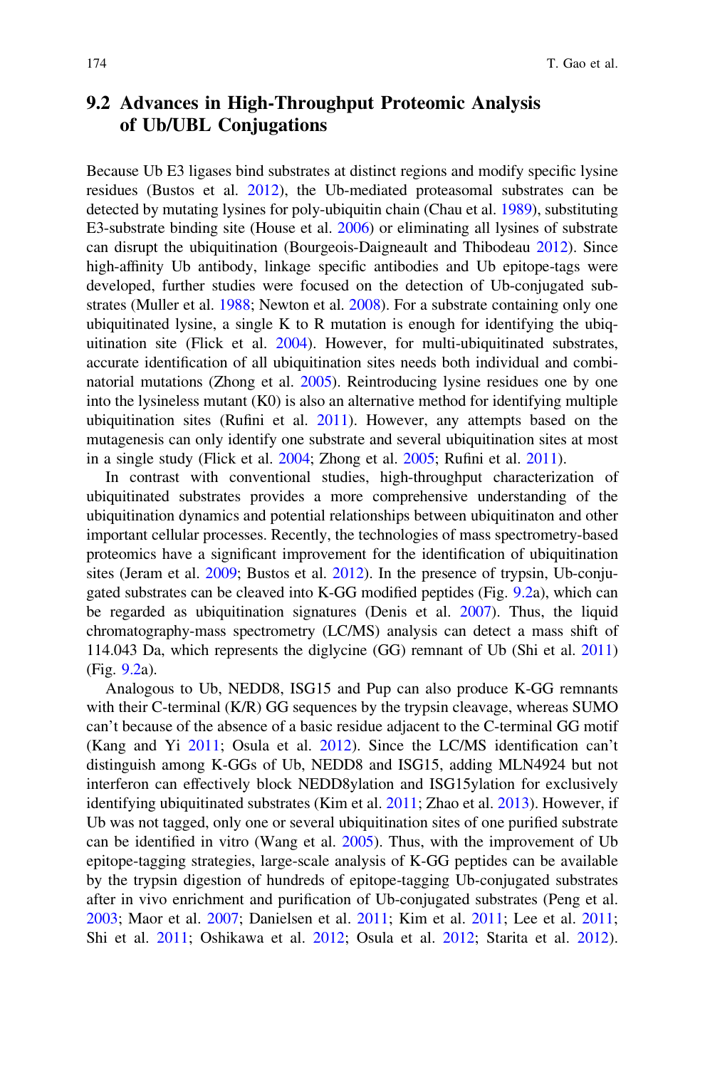## 9.2 Advances in High-Throughput Proteomic Analysis of Ub/UBL Conjugations

Because Ub E3 ligases bind substrates at distinct regions and modify specific lysine residues (Bustos et al. 2012), the Ub-mediated proteasomal substrates can be detected by mutating lysines for poly-ubiquitin chain (Chau et al. 1989), substituting E3-substrate binding site (House et al. 2006) or eliminating all lysines of substrate can disrupt the ubiquitination (Bourgeois-Daigneault and Thibodeau 2012). Since high-affinity Ub antibody, linkage specific antibodies and Ub epitope-tags were developed, further studies were focused on the detection of Ub-conjugated substrates (Muller et al. 1988; Newton et al. 2008). For a substrate containing only one ubiquitinated lysine, a single K to R mutation is enough for identifying the ubiquitination site (Flick et al. 2004). However, for multi-ubiquitinated substrates, accurate identification of all ubiquitination sites needs both individual and combinatorial mutations (Zhong et al. 2005). Reintroducing lysine residues one by one into the lysineless mutant (K0) is also an alternative method for identifying multiple ubiquitination sites (Rufini et al. 2011). However, any attempts based on the mutagenesis can only identify one substrate and several ubiquitination sites at most in a single study (Flick et al. 2004; Zhong et al. 2005; Rufini et al. 2011).

In contrast with conventional studies, high-throughput characterization of ubiquitinated substrates provides a more comprehensive understanding of the ubiquitination dynamics and potential relationships between ubiquitinaton and other important cellular processes. Recently, the technologies of mass spectrometry-based proteomics have a significant improvement for the identification of ubiquitination sites (Jeram et al. 2009; Bustos et al. 2012). In the presence of trypsin, Ub-conjugated substrates can be cleaved into K-GG modified peptides (Fig. 9.2a), which can be regarded as ubiquitination signatures (Denis et al. 2007). Thus, the liquid chromatography-mass spectrometry (LC/MS) analysis can detect a mass shift of 114.043 Da, which represents the diglycine (GG) remnant of Ub (Shi et al. 2011) (Fig. 9.2a).

Analogous to Ub, NEDD8, ISG15 and Pup can also produce K-GG remnants with their C-terminal (K/R) GG sequences by the trypsin cleavage, whereas SUMO can't because of the absence of a basic residue adjacent to the C-terminal GG motif (Kang and Yi 2011; Osula et al. 2012). Since the LC/MS identification can't distinguish among K-GGs of Ub, NEDD8 and ISG15, adding MLN4924 but not interferon can effectively block NEDD8ylation and ISG15ylation for exclusively identifying ubiquitinated substrates (Kim et al. 2011; Zhao et al. 2013). However, if Ub was not tagged, only one or several ubiquitination sites of one purified substrate can be identified in vitro (Wang et al. 2005). Thus, with the improvement of Ub epitope-tagging strategies, large-scale analysis of K-GG peptides can be available by the trypsin digestion of hundreds of epitope-tagging Ub-conjugated substrates after in vivo enrichment and purification of Ub-conjugated substrates (Peng et al. 2003; Maor et al. 2007; Danielsen et al. 2011; Kim et al. 2011; Lee et al. 2011; Shi et al. 2011; Oshikawa et al. 2012; Osula et al. 2012; Starita et al. 2012).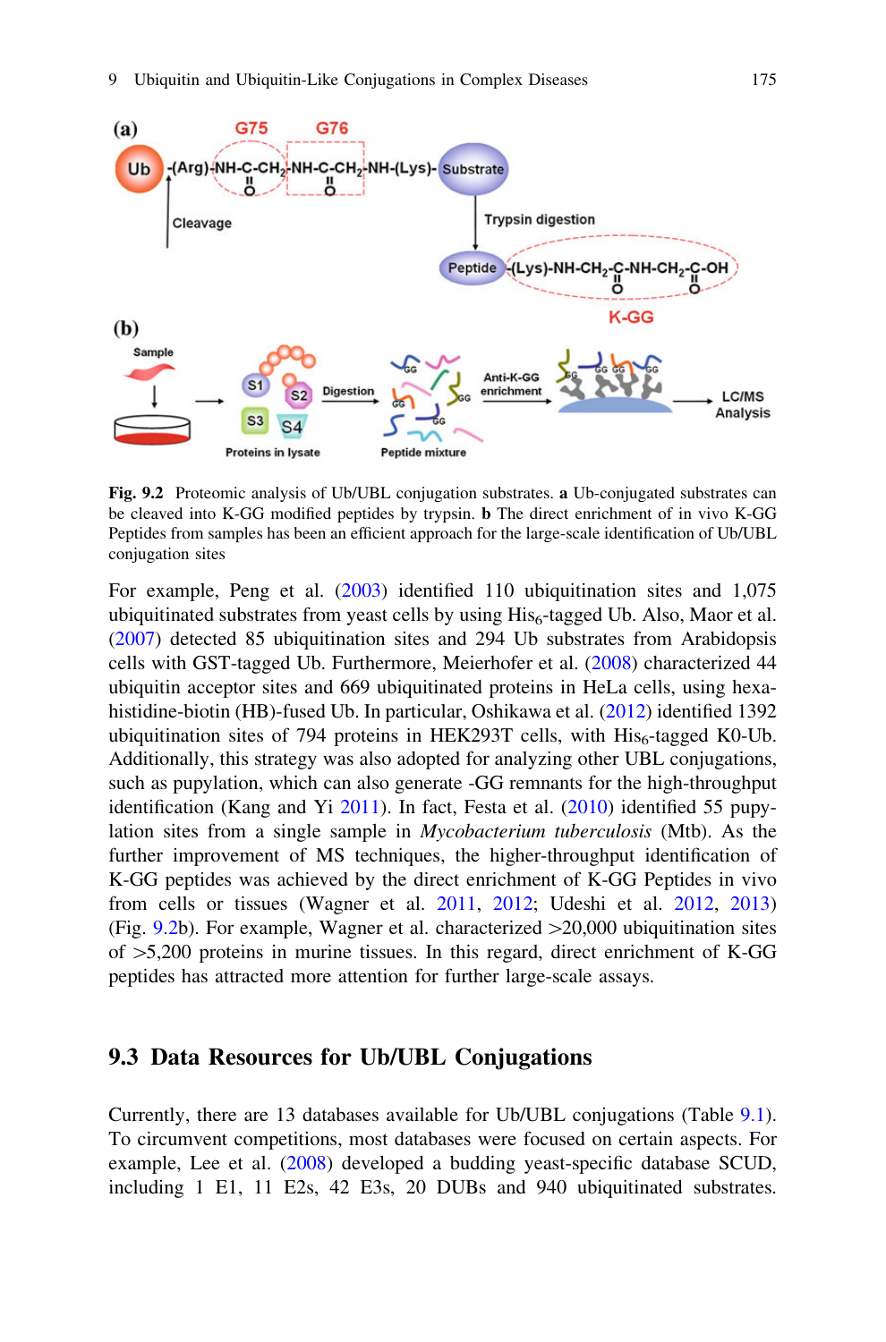**Fig. 9.2** Proteomic analysis of Ub/UBL conjugation substrates. **a** Ub-conjugated substrates can be cleaved into K-GG modified peptides by trypsin. **b** The direct enrichment of in vivo K-GG Peptides from samples has been an efficient approach for the large-scale identification of Ub/UBL conjugation sites

For example, Peng et al. (2003) identified 110 ubiquitination sites and 1,075 ubiquitinated substrates from yeast cells by using $His_6$-tagged Ub. Also, Maor et al. (2007) detected 85 ubiquitination sites and 294 Ub substrates from Arabidopsis cells with GST-tagged Ub. Furthermore, Meierhofer et al. (2008) characterized 44 ubiquitin acceptor sites and 669 ubiquitinated proteins in HeLa cells, using hexa-histidine-biotin (HB)-fused Ub. In particular, Oshikawa et al. (2012) identified 1392 ubiquitination sites of 794 proteins in HEK293T cells, with $His_6$-tagged K0-Ub. Additionally, this strategy was also adopted for analyzing other UBL conjugations, such as pupylation, which can also generate -GG remnants for the high-throughput identification (Kang and Yi 2011). In fact, Festa et al. (2010) identified 55 pupylation sites from a single sample in *Mycobacterium tuberculosis* (Mtb). As the further improvement of MS techniques, the higher-throughput identification of K-GG peptides was achieved by the direct enrichment of K-GG Peptides in vivo from cells or tissues (Wagner et al. 2011, 2012; Udeshi et al. 2012, 2013) (Fig. 9.2b). For example, Wagner et al. characterized >20,000 ubiquitination sites of >5,200 proteins in murine tissues. In this regard, direct enrichment of K-GG peptides has attracted more attention for further large-scale assays.

## 9.3 Data Resources for Ub/UBL Conjugations

Currently, there are 13 databases available for Ub/UBL conjugations (Table 9.1). To circumvent competitions, most databases were focused on certain aspects. For example, Lee et al. (2008) developed a budding yeast-specific database SCUD, including 1 E1, 11 E2s, 42 E3s, 20 DUBs and 940 ubiquitinated substrates.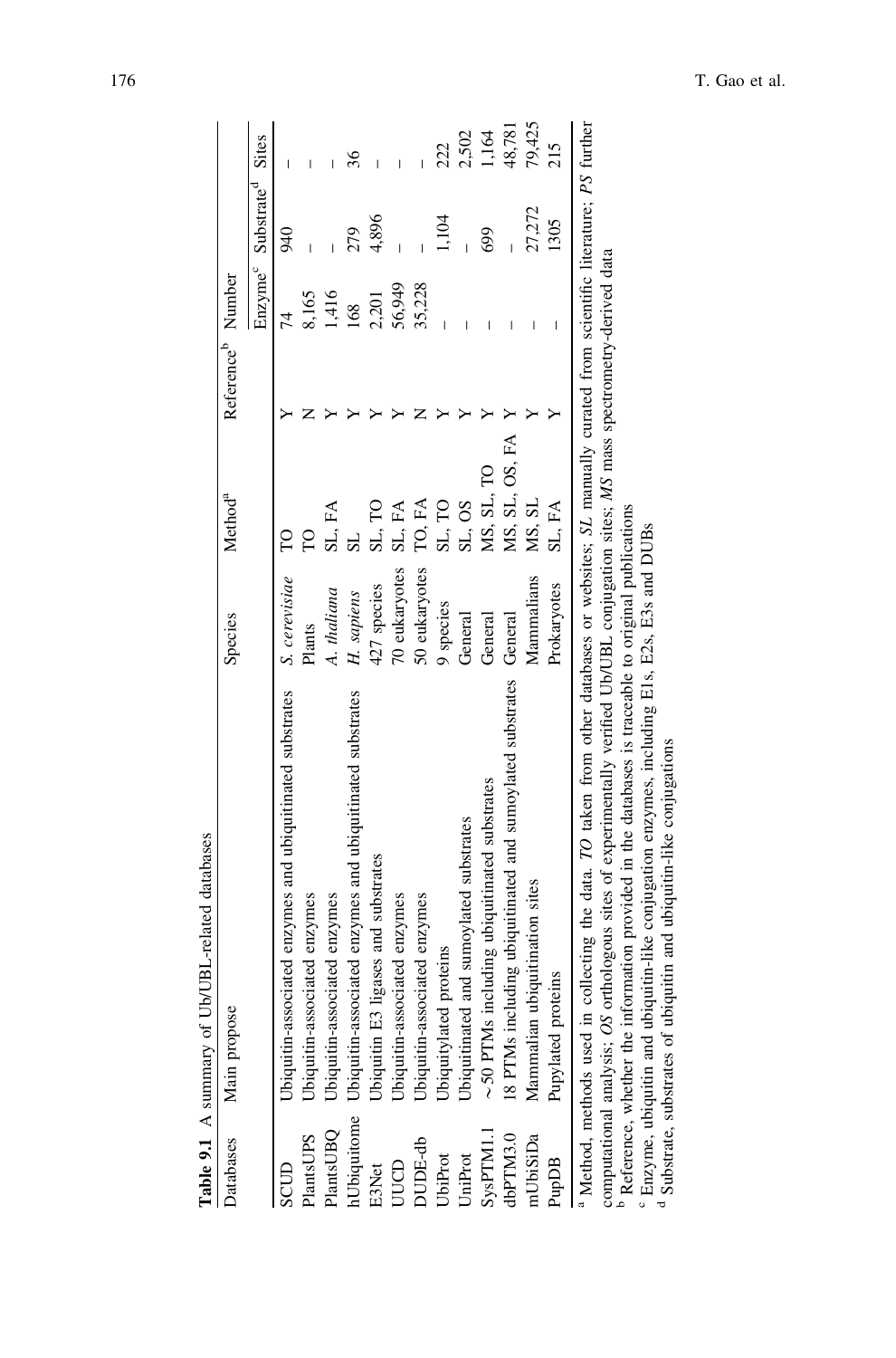**Table 9.1** A summary of Ub/UBL-related databases

| Databases | Main propose | Species | Method[a] | Reference[b] | Number | | |
|---|---|---|---|---|---|---|---|
| | | | | | Enzyme[c] | Substrate[d] | Sites |
| SCUD | Ubiquitin-associated enzymes and ubiquitinated substrates | *S. cerevisiae* | TO | Y | 74 | 940 | – |
| PlantsUPS | Ubiquitin-associated enzymes | Plants | TO | N | 8,165 | – | – |
| PlantsUBQ | Ubiquitin-associated enzymes | *A. thaliana* | SL, FA | Y | 1,416 | – | – |
| hUbiquitome | Ubiquitin-associated enzymes and ubiquitinated substrates | *H. sapiens* | SL | Y | 168 | 279 | 36 |
| E3Net | Ubiquitin E3 ligases and substrates | 427 species | SL, TO | Y | 2,201 | 4,896 | – |
| UUCD | Ubiquitin-associated enzymes | 70 eukaryotes | SL, FA | Y | 56,949 | – | – |
| DUDE-db | Ubiquitin-associated enzymes | 50 eukaryotes | TO, FA | N | 35,228 | – | – |
| UbiProt | Ubiquitylated proteins | 9 species | SL, TO | Y | – | 1,104 | 222 |
| UniProt | Ubiquitinated and sumoylated substrates | General | SL, OS | Y | – | – | 2,502 |
| SysPTM1.1 | ~50 PTMs including ubiquitinated substrates | General | MS, SL, TO | Y | – | 699 | 1,164 |
| dbPTM3.0 | 18 PTMs including ubiquitinated and sumoylated substrates | General | MS, SL, OS, FA | Y | – | – | 48,781 |
| mUbiSiDa | Mammalian ubiquitination sites | Mammalians | MS, SL | Y | – | 27,272 | 79,425 |
| PupDB | Pupylated proteins | Prokaryotes | SL, FA | Y | – | 1305 | 215 |

[a] Method, methods used in collecting the data. *TO* taken from other databases or websites; *SL* manually curated from scientific literature; *PS* further computational analysis; *OS* orthologous sites of experimentally verified Ub/UBL conjugation sites; *MS* mass spectrometry-derived data

[b] Reference, whether the information provided in the databases is traceable to original publications

[c] Enzyme, ubiquitin and ubiquitin-like conjugation enzymes, including E1s, E2s, E3s and DUBs

[d] Substrate, substrates of ubiquitin and ubiquitin-like conjugations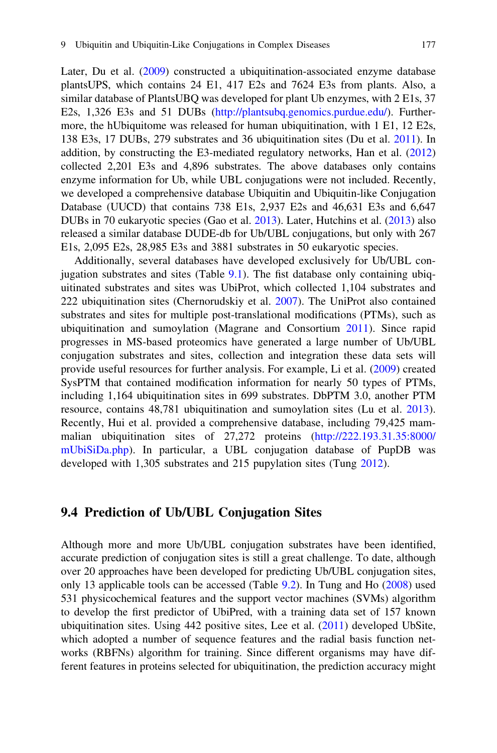Later, Du et al. (2009) constructed a ubiquitination-associated enzyme database plantsUPS, which contains 24 E1, 417 E2s and 7624 E3s from plants. Also, a similar database of PlantsUBQ was developed for plant Ub enzymes, with 2 E1s, 37 E2s, 1,326 E3s and 51 DUBs (http://plantsubq.genomics.purdue.edu/). Furthermore, the hUbiquitome was released for human ubiquitination, with 1 E1, 12 E2s, 138 E3s, 17 DUBs, 279 substrates and 36 ubiquitination sites (Du et al. 2011). In addition, by constructing the E3-mediated regulatory networks, Han et al. (2012) collected 2,201 E3s and 4,896 substrates. The above databases only contains enzyme information for Ub, while UBL conjugations were not included. Recently, we developed a comprehensive database Ubiquitin and Ubiquitin-like Conjugation Database (UUCD) that contains 738 E1s, 2,937 E2s and 46,631 E3s and 6,647 DUBs in 70 eukaryotic species (Gao et al. 2013). Later, Hutchins et al. (2013) also released a similar database DUDE-db for Ub/UBL conjugations, but only with 267 E1s, 2,095 E2s, 28,985 E3s and 3881 substrates in 50 eukaryotic species.

Additionally, several databases have developed exclusively for Ub/UBL conjugation substrates and sites (Table 9.1). The fist database only containing ubiquitinated substrates and sites was UbiProt, which collected 1,104 substrates and 222 ubiquitination sites (Chernorudskiy et al. 2007). The UniProt also contained substrates and sites for multiple post-translational modifications (PTMs), such as ubiquitination and sumoylation (Magrane and Consortium 2011). Since rapid progresses in MS-based proteomics have generated a large number of Ub/UBL conjugation substrates and sites, collection and integration these data sets will provide useful resources for further analysis. For example, Li et al. (2009) created SysPTM that contained modification information for nearly 50 types of PTMs, including 1,164 ubiquitination sites in 699 substrates. DbPTM 3.0, another PTM resource, contains 48,781 ubiquitination and sumoylation sites (Lu et al. 2013). Recently, Hui et al. provided a comprehensive database, including 79,425 mammalian ubiquitination sites of 27,272 proteins (http://222.193.31.35:8000/mUbiSiDa.php). In particular, a UBL conjugation database of PupDB was developed with 1,305 substrates and 215 pupylation sites (Tung 2012).

## 9.4 Prediction of Ub/UBL Conjugation Sites

Although more and more Ub/UBL conjugation substrates have been identified, accurate prediction of conjugation sites is still a great challenge. To date, although over 20 approaches have been developed for predicting Ub/UBL conjugation sites, only 13 applicable tools can be accessed (Table 9.2). In Tung and Ho (2008) used 531 physicochemical features and the support vector machines (SVMs) algorithm to develop the first predictor of UbiPred, with a training data set of 157 known ubiquitination sites. Using 442 positive sites, Lee et al. (2011) developed UbSite, which adopted a number of sequence features and the radial basis function networks (RBFNs) algorithm for training. Since different organisms may have different features in proteins selected for ubiquitination, the prediction accuracy might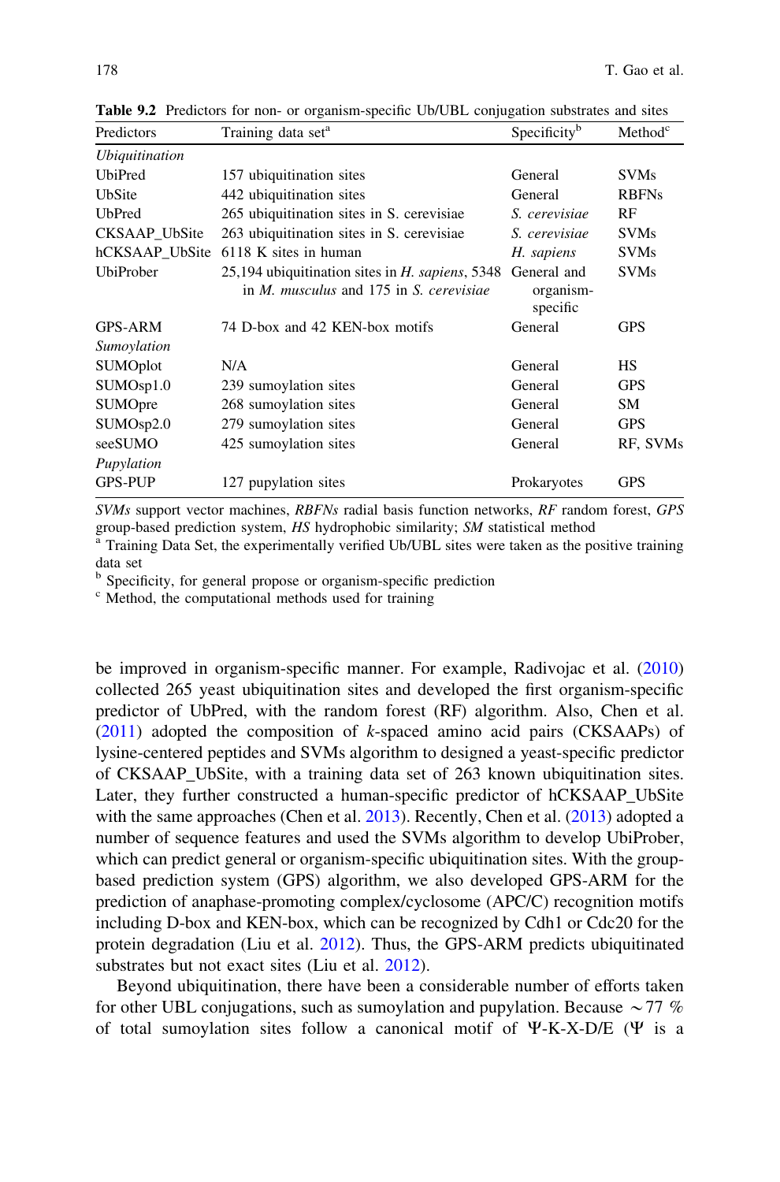**Table 9.2** Predictors for non- or organism-specific Ub/UBL conjugation substrates and sites

| Predictors | Training data set[a] | Specificity[b] | Method[c] |
|---|---|---|---|
| *Ubiquitination* | | | |
| UbiPred | 157 ubiquitination sites | General | SVMs |
| UbSite | 442 ubiquitination sites | General | RBFNs |
| UbPred | 265 ubiquitination sites in S. cerevisiae | *S. cerevisiae* | RF |
| CKSAAP_UbSite | 263 ubiquitination sites in S. cerevisiae | *S. cerevisiae* | SVMs |
| hCKSAAP_UbSite | 6118 K sites in human | *H. sapiens* | SVMs |
| UbiProber | 25,194 ubiquitination sites in *H. sapiens*, 5348 in *M. musculus* and 175 in *S. cerevisiae* | General and organism-specific | SVMs |
| GPS-ARM | 74 D-box and 42 KEN-box motifs | General | GPS |
| *Sumoylation* | | | |
| SUMOplot | N/A | General | HS |
| SUMOsp1.0 | 239 sumoylation sites | General | GPS |
| SUMOpre | 268 sumoylation sites | General | SM |
| SUMOsp2.0 | 279 sumoylation sites | General | GPS |
| seeSUMO | 425 sumoylation sites | General | RF, SVMs |
| *Pupylation* | | | |
| GPS-PUP | 127 pupylation sites | Prokaryotes | GPS |

*SVMs* support vector machines, *RBFNs* radial basis function networks, *RF* random forest, *GPS* group-based prediction system, *HS* hydrophobic similarity; *SM* statistical method

[a] Training Data Set, the experimentally verified Ub/UBL sites were taken as the positive training data set

[b] Specificity, for general propose or organism-specific prediction

[c] Method, the computational methods used for training

be improved in organism-specific manner. For example, Radivojac et al. (2010) collected 265 yeast ubiquitination sites and developed the first organism-specific predictor of UbPred, with the random forest (RF) algorithm. Also, Chen et al. (2011) adopted the composition of *k*-spaced amino acid pairs (CKSAAPs) of lysine-centered peptides and SVMs algorithm to designed a yeast-specific predictor of CKSAAP_UbSite, with a training data set of 263 known ubiquitination sites. Later, they further constructed a human-specific predictor of hCKSAAP_UbSite with the same approaches (Chen et al. 2013). Recently, Chen et al. (2013) adopted a number of sequence features and used the SVMs algorithm to develop UbiProber, which can predict general or organism-specific ubiquitination sites. With the group-based prediction system (GPS) algorithm, we also developed GPS-ARM for the prediction of anaphase-promoting complex/cyclosome (APC/C) recognition motifs including D-box and KEN-box, which can be recognized by Cdh1 or Cdc20 for the protein degradation (Liu et al. 2012). Thus, the GPS-ARM predicts ubiquitinated substrates but not exact sites (Liu et al. 2012).

Beyond ubiquitination, there have been a considerable number of efforts taken for other UBL conjugations, such as sumoylation and pupylation. Because $\sim$77 % of total sumoylation sites follow a canonical motif of Ψ-K-X-D/E (Ψ is a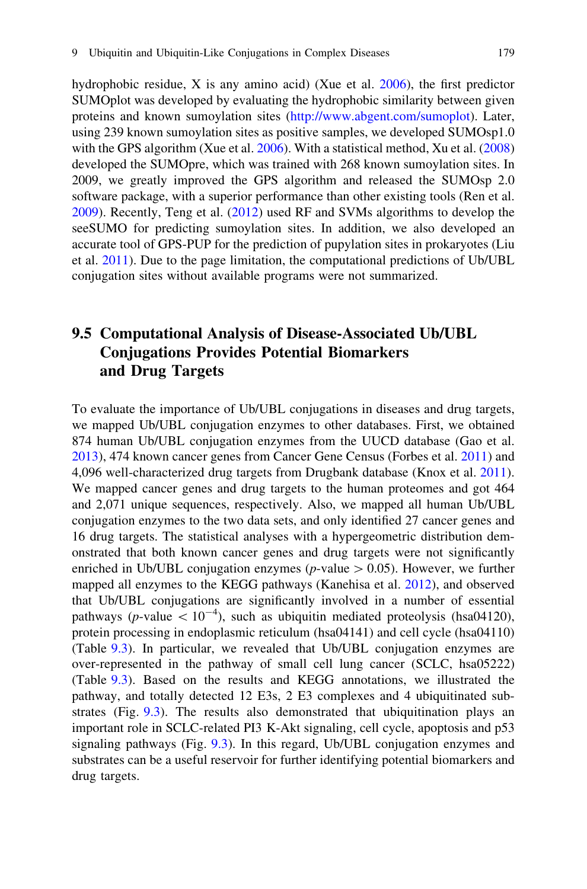hydrophobic residue, X is any amino acid) (Xue et al. 2006), the first predictor SUMOplot was developed by evaluating the hydrophobic similarity between given proteins and known sumoylation sites (http://www.abgent.com/sumoplot). Later, using 239 known sumoylation sites as positive samples, we developed SUMOsp1.0 with the GPS algorithm (Xue et al. 2006). With a statistical method, Xu et al. (2008) developed the SUMOpre, which was trained with 268 known sumoylation sites. In 2009, we greatly improved the GPS algorithm and released the SUMOsp 2.0 software package, with a superior performance than other existing tools (Ren et al. 2009). Recently, Teng et al. (2012) used RF and SVMs algorithms to develop the seeSUMO for predicting sumoylation sites. In addition, we also developed an accurate tool of GPS-PUP for the prediction of pupylation sites in prokaryotes (Liu et al. 2011). Due to the page limitation, the computational predictions of Ub/UBL conjugation sites without available programs were not summarized.

## 9.5 Computational Analysis of Disease-Associated Ub/UBL Conjugations Provides Potential Biomarkers and Drug Targets

To evaluate the importance of Ub/UBL conjugations in diseases and drug targets, we mapped Ub/UBL conjugation enzymes to other databases. First, we obtained 874 human Ub/UBL conjugation enzymes from the UUCD database (Gao et al. 2013), 474 known cancer genes from Cancer Gene Census (Forbes et al. 2011) and 4,096 well-characterized drug targets from Drugbank database (Knox et al. 2011). We mapped cancer genes and drug targets to the human proteomes and got 464 and 2,071 unique sequences, respectively. Also, we mapped all human Ub/UBL conjugation enzymes to the two data sets, and only identified 27 cancer genes and 16 drug targets. The statistical analyses with a hypergeometric distribution demonstrated that both known cancer genes and drug targets were not significantly enriched in Ub/UBL conjugation enzymes ($p$-value $> 0.05$). However, we further mapped all enzymes to the KEGG pathways (Kanehisa et al. 2012), and observed that Ub/UBL conjugations are significantly involved in a number of essential pathways ($p$-value $< 10^{-4}$), such as ubiquitin mediated proteolysis (hsa04120), protein processing in endoplasmic reticulum (hsa04141) and cell cycle (hsa04110) (Table 9.3). In particular, we revealed that Ub/UBL conjugation enzymes are over-represented in the pathway of small cell lung cancer (SCLC, hsa05222) (Table 9.3). Based on the results and KEGG annotations, we illustrated the pathway, and totally detected 12 E3s, 2 E3 complexes and 4 ubiquitinated substrates (Fig. 9.3). The results also demonstrated that ubiquitination plays an important role in SCLC-related PI3 K-Akt signaling, cell cycle, apoptosis and p53 signaling pathways (Fig. 9.3). In this regard, Ub/UBL conjugation enzymes and substrates can be a useful reservoir for further identifying potential biomarkers and drug targets.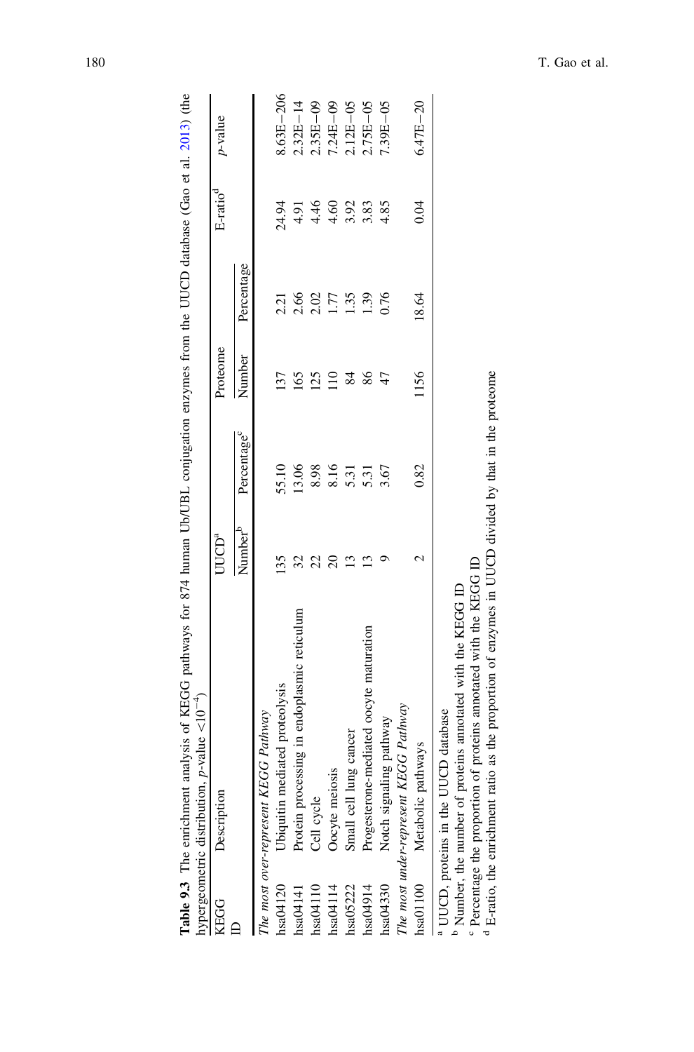**Table 9.3** The enrichment analysis of KEGG pathways for 874 human Ub/UBL conjugation enzymes from the UUCD database (Gao et al. 2013) (the hypergeometric distribution, *p*-value $<10^{-4}$)

| KEGG ID | Description | UUCD[a] | | Proteome | | E-ratio[d] | *p*-value |
|---|---|---|---|---|---|---|---|
| | | Number[b] | Percentage[c] | Number | Percentage | | |
| *The most over-represent KEGG Pathway* | | | | | | | |
| hsa04120 | Ubiquitin mediated proteolysis | 135 | 55.10 | 137 | 2.21 | 24.94 | 8.63E−206 |
| hsa04141 | Protein processing in endoplasmic reticulum | 32 | 13.06 | 165 | 2.66 | 4.91 | 2.32E−14 |
| hsa04110 | Cell cycle | 22 | 8.98 | 125 | 2.02 | 4.46 | 2.35E−09 |
| hsa04114 | Oocyte meiosis | 20 | 8.16 | 110 | 1.77 | 4.60 | 7.24E−09 |
| hsa05222 | Small cell lung cancer | 13 | 5.31 | 84 | 1.35 | 3.92 | 2.12E−05 |
| hsa04914 | Progesterone-mediated oocyte maturation | 13 | 5.31 | 86 | 1.39 | 3.83 | 2.75E−05 |
| hsa04330 | Notch signaling pathway | 9 | 3.67 | 47 | 0.76 | 4.85 | 7.39E−05 |
| *The most under-represent KEGG Pathway* | | | | | | | |
| hsa01100 | Metabolic pathways | 2 | 0.82 | 1156 | 18.64 | 0.04 | 6.47E−20 |

[a] UUCD, proteins in the UUCD database
[b] Number, the number of proteins annotated with the KEGG ID
[c] Percentage the proportion of proteins annotated with the KEGG ID
[d] E-ratio, the enrichment ratio as the proportion of enzymes in UUCD divided by that in the proteome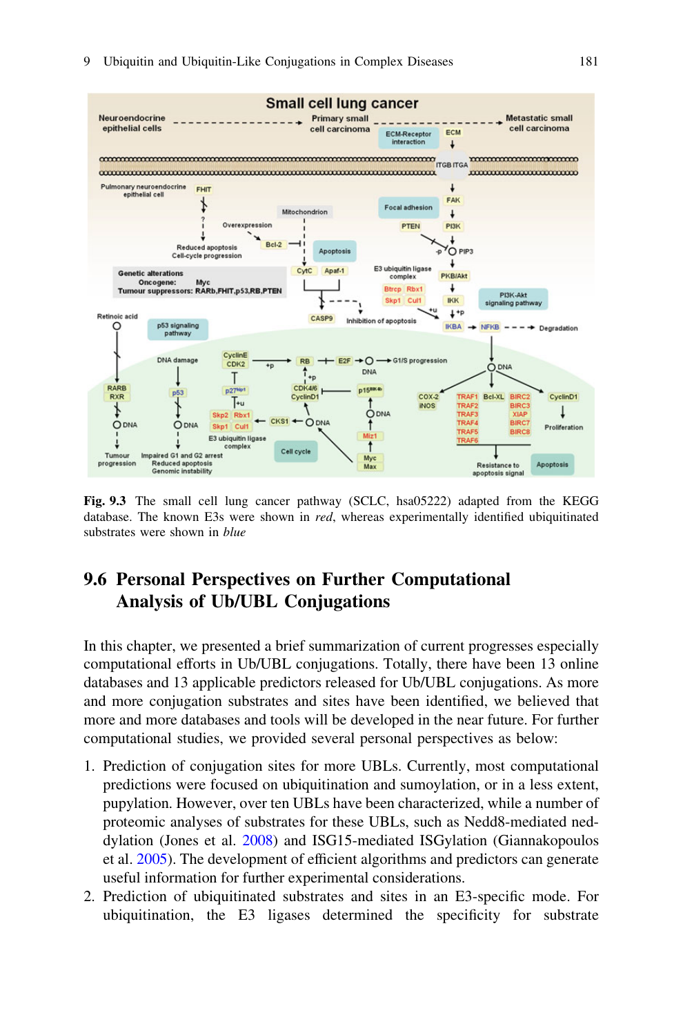**Fig. 9.3** The small cell lung cancer pathway (SCLC, hsa05222) adapted from the KEGG database. The known E3s were shown in *red*, whereas experimentally identified ubiquitinated substrates were shown in *blue*

## 9.6 Personal Perspectives on Further Computational Analysis of Ub/UBL Conjugations

In this chapter, we presented a brief summarization of current progresses especially computational efforts in Ub/UBL conjugations. Totally, there have been 13 online databases and 13 applicable predictors released for Ub/UBL conjugations. As more and more conjugation substrates and sites have been identified, we believed that more and more databases and tools will be developed in the near future. For further computational studies, we provided several personal perspectives as below:

1. Prediction of conjugation sites for more UBLs. Currently, most computational predictions were focused on ubiquitination and sumoylation, or in a less extent, pupylation. However, over ten UBLs have been characterized, while a number of proteomic analyses of substrates for these UBLs, such as Nedd8-mediated neddylation (Jones et al. 2008) and ISG15-mediated ISGylation (Giannakopoulos et al. 2005). The development of efficient algorithms and predictors can generate useful information for further experimental considerations.
2. Prediction of ubiquitinated substrates and sites in an E3-specific mode. For ubiquitination, the E3 ligases determined the specificity for substrate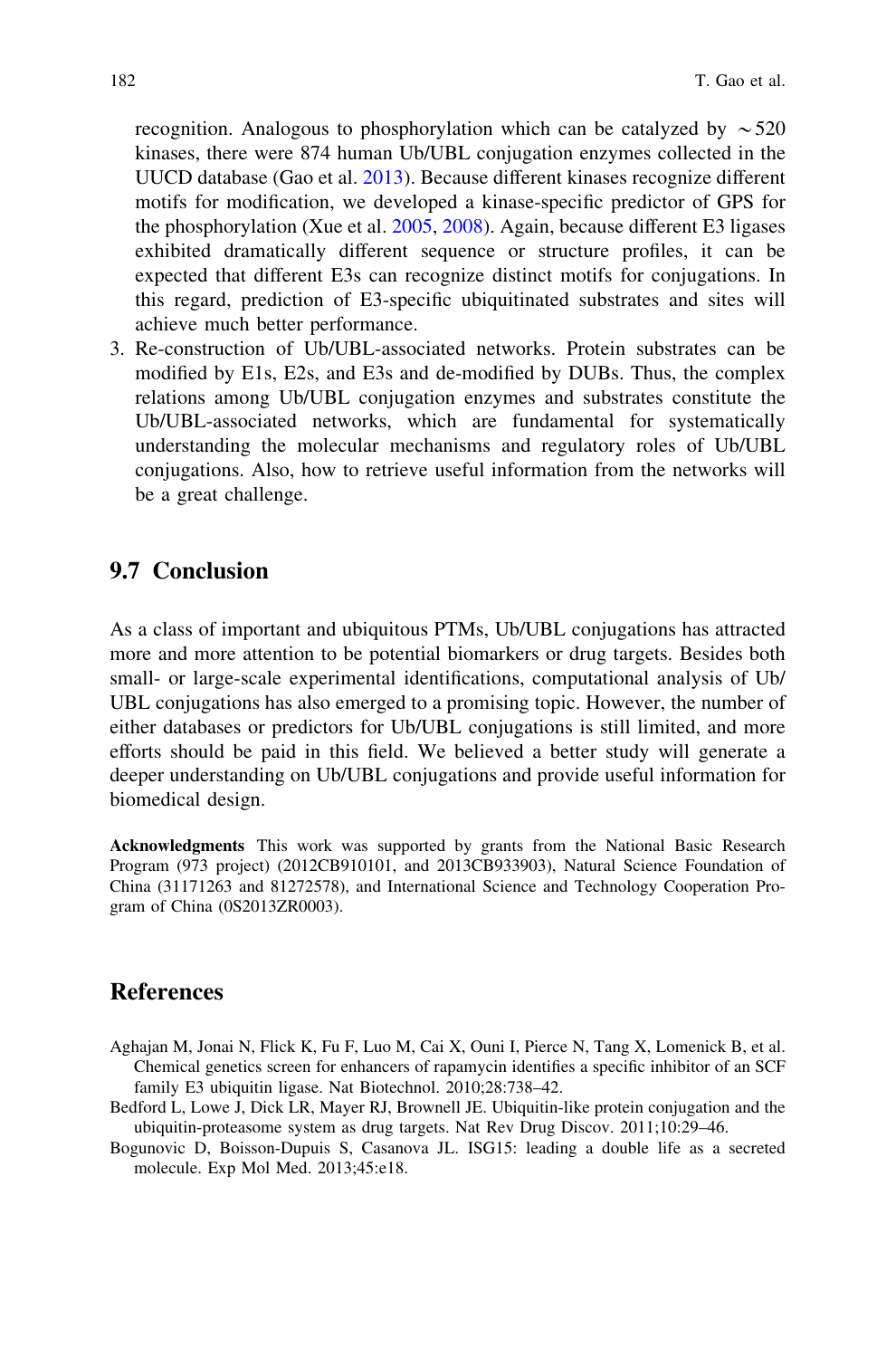recognition. Analogous to phosphorylation which can be catalyzed by $\sim 520$ kinases, there were 874 human Ub/UBL conjugation enzymes collected in the UUCD database (Gao et al. 2013). Because different kinases recognize different motifs for modification, we developed a kinase-specific predictor of GPS for the phosphorylation (Xue et al. 2005, 2008). Again, because different E3 ligases exhibited dramatically different sequence or structure profiles, it can be expected that different E3s can recognize distinct motifs for conjugations. In this regard, prediction of E3-specific ubiquitinated substrates and sites will achieve much better performance.

3. Re-construction of Ub/UBL-associated networks. Protein substrates can be modified by E1s, E2s, and E3s and de-modified by DUBs. Thus, the complex relations among Ub/UBL conjugation enzymes and substrates constitute the Ub/UBL-associated networks, which are fundamental for systematically understanding the molecular mechanisms and regulatory roles of Ub/UBL conjugations. Also, how to retrieve useful information from the networks will be a great challenge.

## 9.7 Conclusion

As a class of important and ubiquitous PTMs, Ub/UBL conjugations has attracted more and more attention to be potential biomarkers or drug targets. Besides both small- or large-scale experimental identifications, computational analysis of Ub/UBL conjugations has also emerged to a promising topic. However, the number of either databases or predictors for Ub/UBL conjugations is still limited, and more efforts should be paid in this field. We believed a better study will generate a deeper understanding on Ub/UBL conjugations and provide useful information for biomedical design.

**Acknowledgments** This work was supported by grants from the National Basic Research Program (973 project) (2012CB910101, and 2013CB933903), Natural Science Foundation of China (31171263 and 81272578), and International Science and Technology Cooperation Program of China (0S2013ZR0003).

## References

Aghajan M, Jonai N, Flick K, Fu F, Luo M, Cai X, Ouni I, Pierce N, Tang X, Lomenick B, et al. Chemical genetics screen for enhancers of rapamycin identifies a specific inhibitor of an SCF family E3 ubiquitin ligase. Nat Biotechnol. 2010;28:738–42.

Bedford L, Lowe J, Dick LR, Mayer RJ, Brownell JE. Ubiquitin-like protein conjugation and the ubiquitin-proteasome system as drug targets. Nat Rev Drug Discov. 2011;10:29–46.

Bogunovic D, Boisson-Dupuis S, Casanova JL. ISG15: leading a double life as a secreted molecule. Exp Mol Med. 2013;45:e18.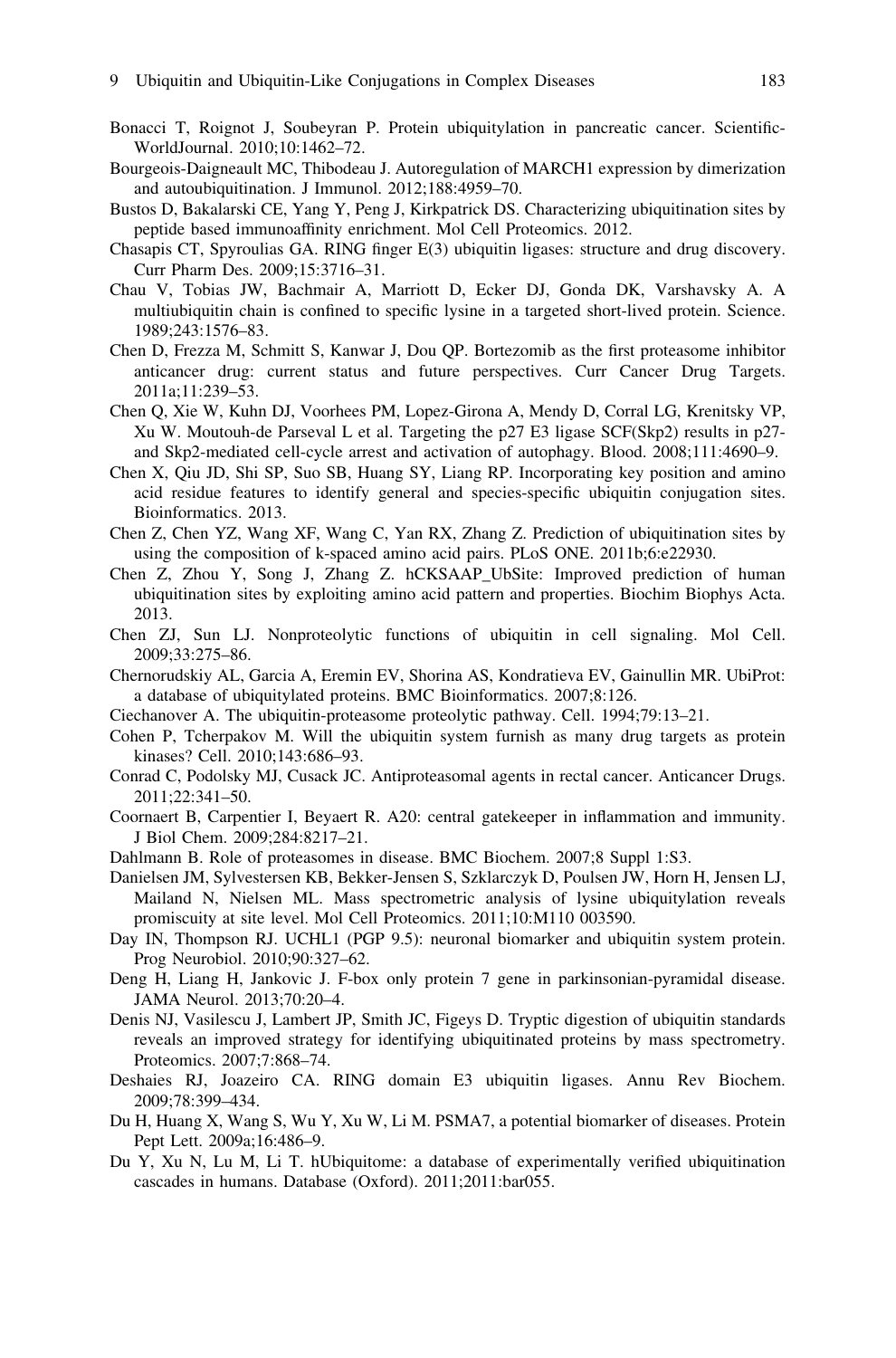Bonacci T, Roignot J, Soubeyran P. Protein ubiquitylation in pancreatic cancer. Scientific-WorldJournal. 2010;10:1462–72.

Bourgeois-Daigneault MC, Thibodeau J. Autoregulation of MARCH1 expression by dimerization and autoubiquitination. J Immunol. 2012;188:4959–70.

Bustos D, Bakalarski CE, Yang Y, Peng J, Kirkpatrick DS. Characterizing ubiquitination sites by peptide based immunoaffinity enrichment. Mol Cell Proteomics. 2012.

Chasapis CT, Spyroulias GA. RING finger E(3) ubiquitin ligases: structure and drug discovery. Curr Pharm Des. 2009;15:3716–31.

Chau V, Tobias JW, Bachmair A, Marriott D, Ecker DJ, Gonda DK, Varshavsky A. A multiubiquitin chain is confined to specific lysine in a targeted short-lived protein. Science. 1989;243:1576–83.

Chen D, Frezza M, Schmitt S, Kanwar J, Dou QP. Bortezomib as the first proteasome inhibitor anticancer drug: current status and future perspectives. Curr Cancer Drug Targets. 2011a;11:239–53.

Chen Q, Xie W, Kuhn DJ, Voorhees PM, Lopez-Girona A, Mendy D, Corral LG, Krenitsky VP, Xu W. Moutouh-de Parseval L et al. Targeting the p27 E3 ligase SCF(Skp2) results in p27- and Skp2-mediated cell-cycle arrest and activation of autophagy. Blood. 2008;111:4690–9.

Chen X, Qiu JD, Shi SP, Suo SB, Huang SY, Liang RP. Incorporating key position and amino acid residue features to identify general and species-specific ubiquitin conjugation sites. Bioinformatics. 2013.

Chen Z, Chen YZ, Wang XF, Wang C, Yan RX, Zhang Z. Prediction of ubiquitination sites by using the composition of k-spaced amino acid pairs. PLoS ONE. 2011b;6:e22930.

Chen Z, Zhou Y, Song J, Zhang Z. hCKSAAP_UbSite: Improved prediction of human ubiquitination sites by exploiting amino acid pattern and properties. Biochim Biophys Acta. 2013.

Chen ZJ, Sun LJ. Nonproteolytic functions of ubiquitin in cell signaling. Mol Cell. 2009;33:275–86.

Chernorudskiy AL, Garcia A, Eremin EV, Shorina AS, Kondratieva EV, Gainullin MR. UbiProt: a database of ubiquitylated proteins. BMC Bioinformatics. 2007;8:126.

Ciechanover A. The ubiquitin-proteasome proteolytic pathway. Cell. 1994;79:13–21.

Cohen P, Tcherpakov M. Will the ubiquitin system furnish as many drug targets as protein kinases? Cell. 2010;143:686–93.

Conrad C, Podolsky MJ, Cusack JC. Antiproteasomal agents in rectal cancer. Anticancer Drugs. 2011;22:341–50.

Coornaert B, Carpentier I, Beyaert R. A20: central gatekeeper in inflammation and immunity. J Biol Chem. 2009;284:8217–21.

Dahlmann B. Role of proteasomes in disease. BMC Biochem. 2007;8 Suppl 1:S3.

Danielsen JM, Sylvestersen KB, Bekker-Jensen S, Szklarczyk D, Poulsen JW, Horn H, Jensen LJ, Mailand N, Nielsen ML. Mass spectrometric analysis of lysine ubiquitylation reveals promiscuity at site level. Mol Cell Proteomics. 2011;10:M110 003590.

Day IN, Thompson RJ. UCHL1 (PGP 9.5): neuronal biomarker and ubiquitin system protein. Prog Neurobiol. 2010;90:327–62.

Deng H, Liang H, Jankovic J. F-box only protein 7 gene in parkinsonian-pyramidal disease. JAMA Neurol. 2013;70:20–4.

Denis NJ, Vasilescu J, Lambert JP, Smith JC, Figeys D. Tryptic digestion of ubiquitin standards reveals an improved strategy for identifying ubiquitinated proteins by mass spectrometry. Proteomics. 2007;7:868–74.

Deshaies RJ, Joazeiro CA. RING domain E3 ubiquitin ligases. Annu Rev Biochem. 2009;78:399–434.

Du H, Huang X, Wang S, Wu Y, Xu W, Li M. PSMA7, a potential biomarker of diseases. Protein Pept Lett. 2009a;16:486–9.

Du Y, Xu N, Lu M, Li T. hUbiquitome: a database of experimentally verified ubiquitination cascades in humans. Database (Oxford). 2011;2011:bar055.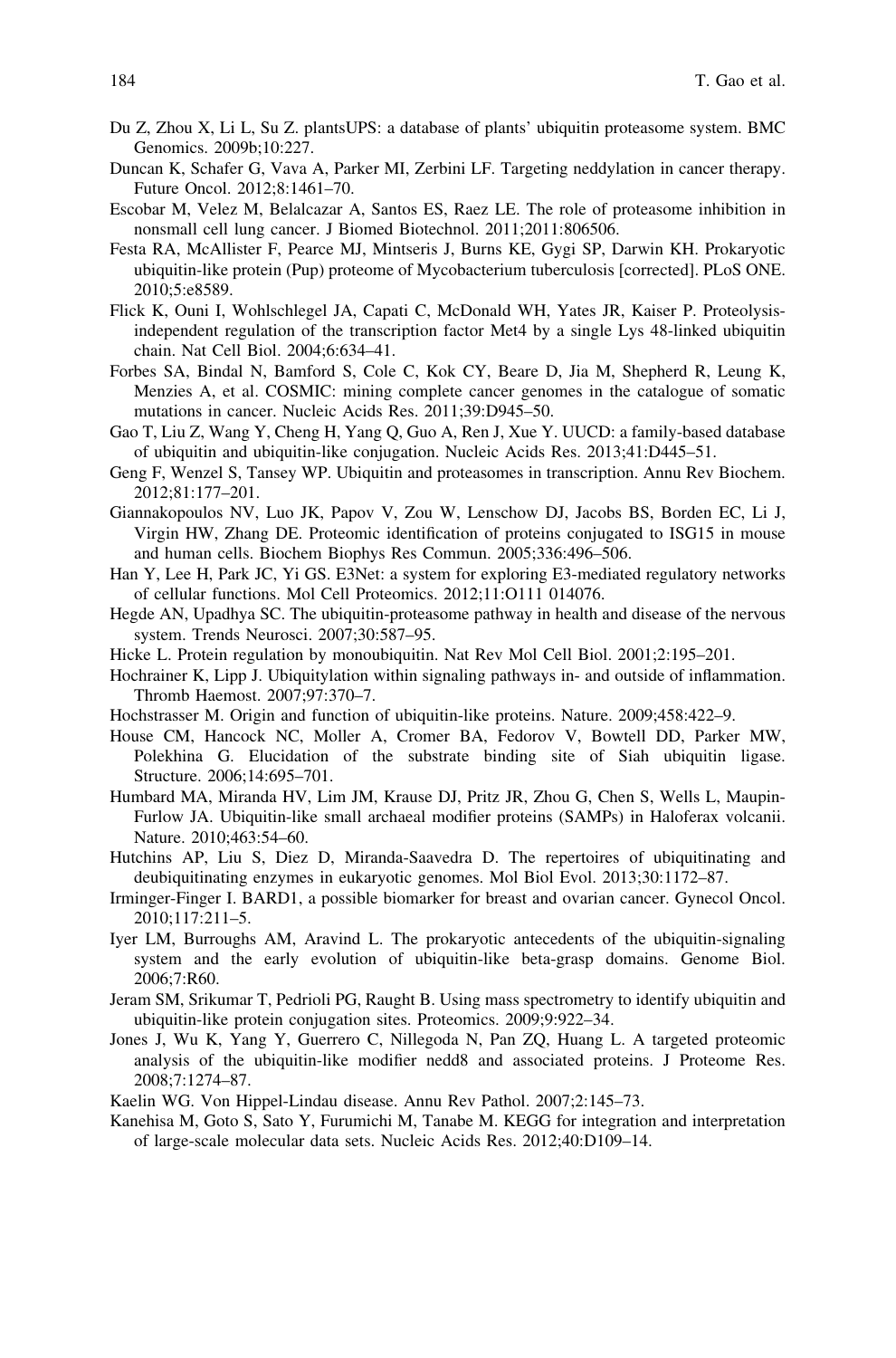Du Z, Zhou X, Li L, Su Z. plantsUPS: a database of plants' ubiquitin proteasome system. BMC Genomics. 2009b;10:227.

Duncan K, Schafer G, Vava A, Parker MI, Zerbini LF. Targeting neddylation in cancer therapy. Future Oncol. 2012;8:1461–70.

Escobar M, Velez M, Belalcazar A, Santos ES, Raez LE. The role of proteasome inhibition in nonsmall cell lung cancer. J Biomed Biotechnol. 2011;2011:806506.

Festa RA, McAllister F, Pearce MJ, Mintseris J, Burns KE, Gygi SP, Darwin KH. Prokaryotic ubiquitin-like protein (Pup) proteome of Mycobacterium tuberculosis [corrected]. PLoS ONE. 2010;5:e8589.

Flick K, Ouni I, Wohlschlegel JA, Capati C, McDonald WH, Yates JR, Kaiser P. Proteolysis-independent regulation of the transcription factor Met4 by a single Lys 48-linked ubiquitin chain. Nat Cell Biol. 2004;6:634–41.

Forbes SA, Bindal N, Bamford S, Cole C, Kok CY, Beare D, Jia M, Shepherd R, Leung K, Menzies A, et al. COSMIC: mining complete cancer genomes in the catalogue of somatic mutations in cancer. Nucleic Acids Res. 2011;39:D945–50.

Gao T, Liu Z, Wang Y, Cheng H, Yang Q, Guo A, Ren J, Xue Y. UUCD: a family-based database of ubiquitin and ubiquitin-like conjugation. Nucleic Acids Res. 2013;41:D445–51.

Geng F, Wenzel S, Tansey WP. Ubiquitin and proteasomes in transcription. Annu Rev Biochem. 2012;81:177–201.

Giannakopoulos NV, Luo JK, Papov V, Zou W, Lenschow DJ, Jacobs BS, Borden EC, Li J, Virgin HW, Zhang DE. Proteomic identification of proteins conjugated to ISG15 in mouse and human cells. Biochem Biophys Res Commun. 2005;336:496–506.

Han Y, Lee H, Park JC, Yi GS. E3Net: a system for exploring E3-mediated regulatory networks of cellular functions. Mol Cell Proteomics. 2012;11:O111 014076.

Hegde AN, Upadhya SC. The ubiquitin-proteasome pathway in health and disease of the nervous system. Trends Neurosci. 2007;30:587–95.

Hicke L. Protein regulation by monoubiquitin. Nat Rev Mol Cell Biol. 2001;2:195–201.

Hochrainer K, Lipp J. Ubiquitylation within signaling pathways in- and outside of inflammation. Thromb Haemost. 2007;97:370–7.

Hochstrasser M. Origin and function of ubiquitin-like proteins. Nature. 2009;458:422–9.

House CM, Hancock NC, Moller A, Cromer BA, Fedorov V, Bowtell DD, Parker MW, Polekhina G. Elucidation of the substrate binding site of Siah ubiquitin ligase. Structure. 2006;14:695–701.

Humbard MA, Miranda HV, Lim JM, Krause DJ, Pritz JR, Zhou G, Chen S, Wells L, Maupin-Furlow JA. Ubiquitin-like small archaeal modifier proteins (SAMPs) in Haloferax volcanii. Nature. 2010;463:54–60.

Hutchins AP, Liu S, Diez D, Miranda-Saavedra D. The repertoires of ubiquitinating and deubiquitinating enzymes in eukaryotic genomes. Mol Biol Evol. 2013;30:1172–87.

Irminger-Finger I. BARD1, a possible biomarker for breast and ovarian cancer. Gynecol Oncol. 2010;117:211–5.

Iyer LM, Burroughs AM, Aravind L. The prokaryotic antecedents of the ubiquitin-signaling system and the early evolution of ubiquitin-like beta-grasp domains. Genome Biol. 2006;7:R60.

Jeram SM, Srikumar T, Pedrioli PG, Raught B. Using mass spectrometry to identify ubiquitin and ubiquitin-like protein conjugation sites. Proteomics. 2009;9:922–34.

Jones J, Wu K, Yang Y, Guerrero C, Nillegoda N, Pan ZQ, Huang L. A targeted proteomic analysis of the ubiquitin-like modifier nedd8 and associated proteins. J Proteome Res. 2008;7:1274–87.

Kaelin WG. Von Hippel-Lindau disease. Annu Rev Pathol. 2007;2:145–73.

Kanehisa M, Goto S, Sato Y, Furumichi M, Tanabe M. KEGG for integration and interpretation of large-scale molecular data sets. Nucleic Acids Res. 2012;40:D109–14.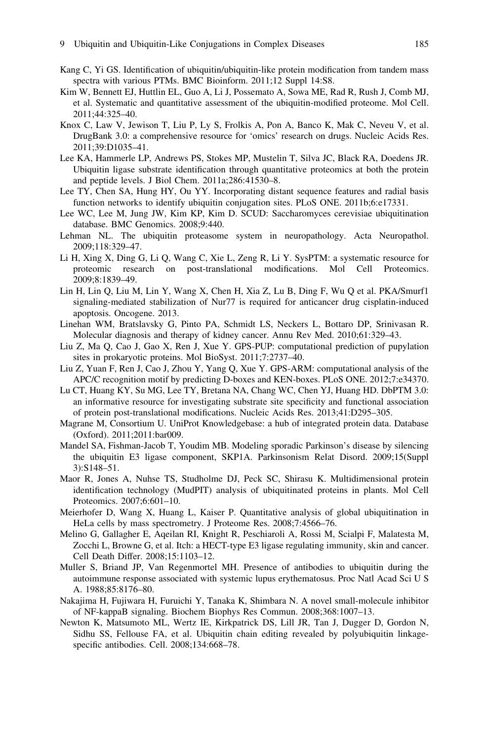Kang C, Yi GS. Identification of ubiquitin/ubiquitin-like protein modification from tandem mass spectra with various PTMs. BMC Bioinform. 2011;12 Suppl 14:S8.

Kim W, Bennett EJ, Huttlin EL, Guo A, Li J, Possemato A, Sowa ME, Rad R, Rush J, Comb MJ, et al. Systematic and quantitative assessment of the ubiquitin-modified proteome. Mol Cell. 2011;44:325–40.

Knox C, Law V, Jewison T, Liu P, Ly S, Frolkis A, Pon A, Banco K, Mak C, Neveu V, et al. DrugBank 3.0: a comprehensive resource for 'omics' research on drugs. Nucleic Acids Res. 2011;39:D1035–41.

Lee KA, Hammerle LP, Andrews PS, Stokes MP, Mustelin T, Silva JC, Black RA, Doedens JR. Ubiquitin ligase substrate identification through quantitative proteomics at both the protein and peptide levels. J Biol Chem. 2011a;286:41530–8.

Lee TY, Chen SA, Hung HY, Ou YY. Incorporating distant sequence features and radial basis function networks to identify ubiquitin conjugation sites. PLoS ONE. 2011b;6:e17331.

Lee WC, Lee M, Jung JW, Kim KP, Kim D. SCUD: Saccharomyces cerevisiae ubiquitination database. BMC Genomics. 2008;9:440.

Lehman NL. The ubiquitin proteasome system in neuropathology. Acta Neuropathol. 2009;118:329–47.

Li H, Xing X, Ding G, Li Q, Wang C, Xie L, Zeng R, Li Y. SysPTM: a systematic resource for proteomic research on post-translational modifications. Mol Cell Proteomics. 2009;8:1839–49.

Lin H, Lin Q, Liu M, Lin Y, Wang X, Chen H, Xia Z, Lu B, Ding F, Wu Q et al. PKA/Smurf1 signaling-mediated stabilization of Nur77 is required for anticancer drug cisplatin-induced apoptosis. Oncogene. 2013.

Linehan WM, Bratslavsky G, Pinto PA, Schmidt LS, Neckers L, Bottaro DP, Srinivasan R. Molecular diagnosis and therapy of kidney cancer. Annu Rev Med. 2010;61:329–43.

Liu Z, Ma Q, Cao J, Gao X, Ren J, Xue Y. GPS-PUP: computational prediction of pupylation sites in prokaryotic proteins. Mol BioSyst. 2011;7:2737–40.

Liu Z, Yuan F, Ren J, Cao J, Zhou Y, Yang Q, Xue Y. GPS-ARM: computational analysis of the APC/C recognition motif by predicting D-boxes and KEN-boxes. PLoS ONE. 2012;7:e34370.

Lu CT, Huang KY, Su MG, Lee TY, Bretana NA, Chang WC, Chen YJ, Huang HD. DbPTM 3.0: an informative resource for investigating substrate site specificity and functional association of protein post-translational modifications. Nucleic Acids Res. 2013;41:D295–305.

Magrane M, Consortium U. UniProt Knowledgebase: a hub of integrated protein data. Database (Oxford). 2011;2011:bar009.

Mandel SA, Fishman-Jacob T, Youdim MB. Modeling sporadic Parkinson's disease by silencing the ubiquitin E3 ligase component, SKP1A. Parkinsonism Relat Disord. 2009;15(Suppl 3):S148–51.

Maor R, Jones A, Nuhse TS, Studholme DJ, Peck SC, Shirasu K. Multidimensional protein identification technology (MudPIT) analysis of ubiquitinated proteins in plants. Mol Cell Proteomics. 2007;6:601–10.

Meierhofer D, Wang X, Huang L, Kaiser P. Quantitative analysis of global ubiquitination in HeLa cells by mass spectrometry. J Proteome Res. 2008;7:4566–76.

Melino G, Gallagher E, Aqeilan RI, Knight R, Peschiaroli A, Rossi M, Scialpi F, Malatesta M, Zocchi L, Browne G, et al. Itch: a HECT-type E3 ligase regulating immunity, skin and cancer. Cell Death Differ. 2008;15:1103–12.

Muller S, Briand JP, Van Regenmortel MH. Presence of antibodies to ubiquitin during the autoimmune response associated with systemic lupus erythematosus. Proc Natl Acad Sci U S A. 1988;85:8176–80.

Nakajima H, Fujiwara H, Furuichi Y, Tanaka K, Shimbara N. A novel small-molecule inhibitor of NF-kappaB signaling. Biochem Biophys Res Commun. 2008;368:1007–13.

Newton K, Matsumoto ML, Wertz IE, Kirkpatrick DS, Lill JR, Tan J, Dugger D, Gordon N, Sidhu SS, Fellouse FA, et al. Ubiquitin chain editing revealed by polyubiquitin linkage-specific antibodies. Cell. 2008;134:668–78.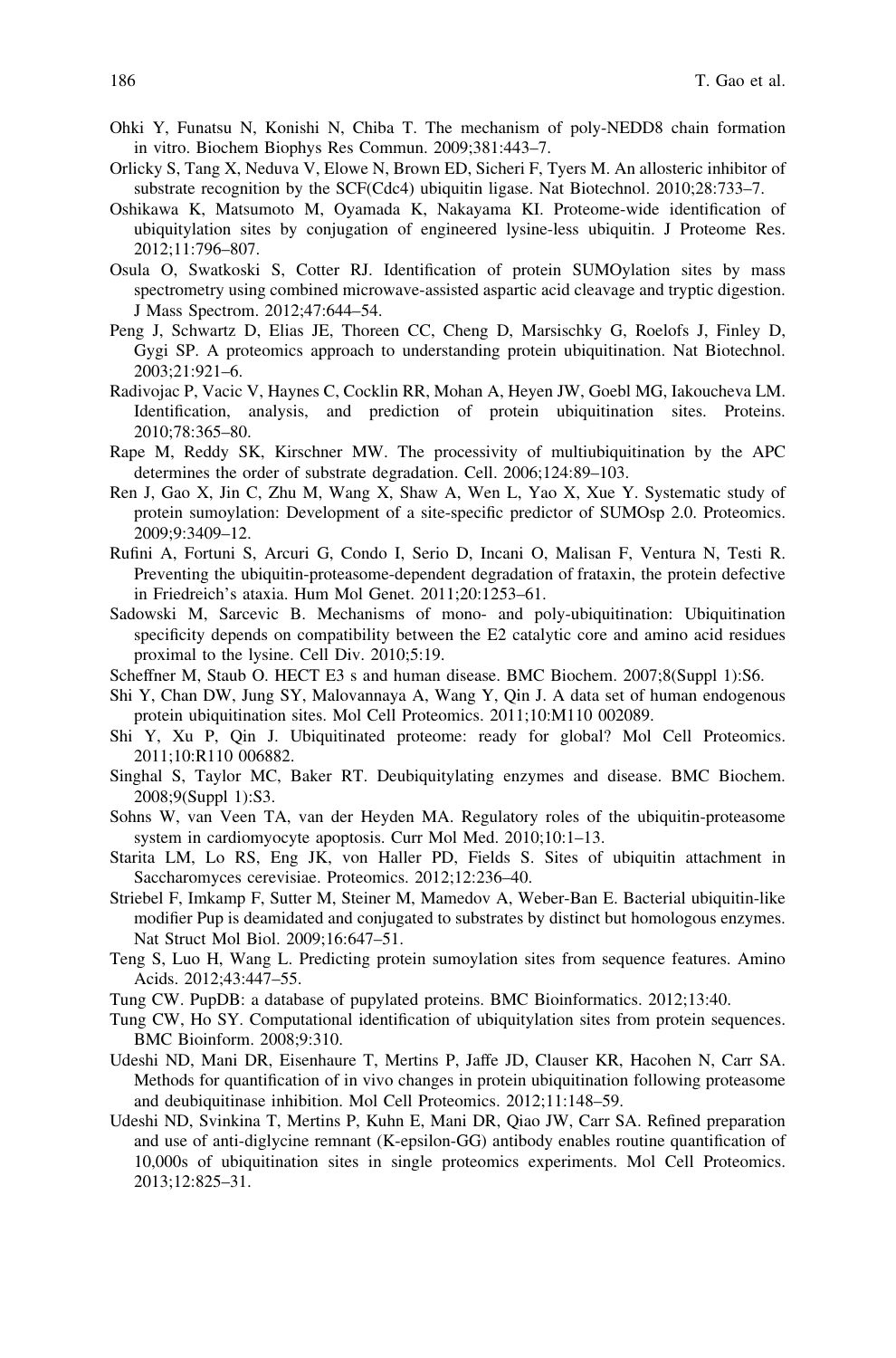Ohki Y, Funatsu N, Konishi N, Chiba T. The mechanism of poly-NEDD8 chain formation in vitro. Biochem Biophys Res Commun. 2009;381:443–7.

Orlicky S, Tang X, Neduva V, Elowe N, Brown ED, Sicheri F, Tyers M. An allosteric inhibitor of substrate recognition by the SCF(Cdc4) ubiquitin ligase. Nat Biotechnol. 2010;28:733–7.

Oshikawa K, Matsumoto M, Oyamada K, Nakayama KI. Proteome-wide identification of ubiquitylation sites by conjugation of engineered lysine-less ubiquitin. J Proteome Res. 2012;11:796–807.

Osula O, Swatkoski S, Cotter RJ. Identification of protein SUMOylation sites by mass spectrometry using combined microwave-assisted aspartic acid cleavage and tryptic digestion. J Mass Spectrom. 2012;47:644–54.

Peng J, Schwartz D, Elias JE, Thoreen CC, Cheng D, Marsischky G, Roelofs J, Finley D, Gygi SP. A proteomics approach to understanding protein ubiquitination. Nat Biotechnol. 2003;21:921–6.

Radivojac P, Vacic V, Haynes C, Cocklin RR, Mohan A, Heyen JW, Goebl MG, Iakoucheva LM. Identification, analysis, and prediction of protein ubiquitination sites. Proteins. 2010;78:365–80.

Rape M, Reddy SK, Kirschner MW. The processivity of multiubiquitination by the APC determines the order of substrate degradation. Cell. 2006;124:89–103.

Ren J, Gao X, Jin C, Zhu M, Wang X, Shaw A, Wen L, Yao X, Xue Y. Systematic study of protein sumoylation: Development of a site-specific predictor of SUMOsp 2.0. Proteomics. 2009;9:3409–12.

Rufini A, Fortuni S, Arcuri G, Condo I, Serio D, Incani O, Malisan F, Ventura N, Testi R. Preventing the ubiquitin-proteasome-dependent degradation of frataxin, the protein defective in Friedreich's ataxia. Hum Mol Genet. 2011;20:1253–61.

Sadowski M, Sarcevic B. Mechanisms of mono- and poly-ubiquitination: Ubiquitination specificity depends on compatibility between the E2 catalytic core and amino acid residues proximal to the lysine. Cell Div. 2010;5:19.

Scheffner M, Staub O. HECT E3 s and human disease. BMC Biochem. 2007;8(Suppl 1):S6.

Shi Y, Chan DW, Jung SY, Malovannaya A, Wang Y, Qin J. A data set of human endogenous protein ubiquitination sites. Mol Cell Proteomics. 2011;10:M110 002089.

Shi Y, Xu P, Qin J. Ubiquitinated proteome: ready for global? Mol Cell Proteomics. 2011;10:R110 006882.

Singhal S, Taylor MC, Baker RT. Deubiquitylating enzymes and disease. BMC Biochem. 2008;9(Suppl 1):S3.

Sohns W, van Veen TA, van der Heyden MA. Regulatory roles of the ubiquitin-proteasome system in cardiomyocyte apoptosis. Curr Mol Med. 2010;10:1–13.

Starita LM, Lo RS, Eng JK, von Haller PD, Fields S. Sites of ubiquitin attachment in Saccharomyces cerevisiae. Proteomics. 2012;12:236–40.

Striebel F, Imkamp F, Sutter M, Steiner M, Mamedov A, Weber-Ban E. Bacterial ubiquitin-like modifier Pup is deamidated and conjugated to substrates by distinct but homologous enzymes. Nat Struct Mol Biol. 2009;16:647–51.

Teng S, Luo H, Wang L. Predicting protein sumoylation sites from sequence features. Amino Acids. 2012;43:447–55.

Tung CW. PupDB: a database of pupylated proteins. BMC Bioinformatics. 2012;13:40.

Tung CW, Ho SY. Computational identification of ubiquitylation sites from protein sequences. BMC Bioinform. 2008;9:310.

Udeshi ND, Mani DR, Eisenhaure T, Mertins P, Jaffe JD, Clauser KR, Hacohen N, Carr SA. Methods for quantification of in vivo changes in protein ubiquitination following proteasome and deubiquitinase inhibition. Mol Cell Proteomics. 2012;11:148–59.

Udeshi ND, Svinkina T, Mertins P, Kuhn E, Mani DR, Qiao JW, Carr SA. Refined preparation and use of anti-diglycine remnant (K-epsilon-GG) antibody enables routine quantification of 10,000s of ubiquitination sites in single proteomics experiments. Mol Cell Proteomics. 2013;12:825–31.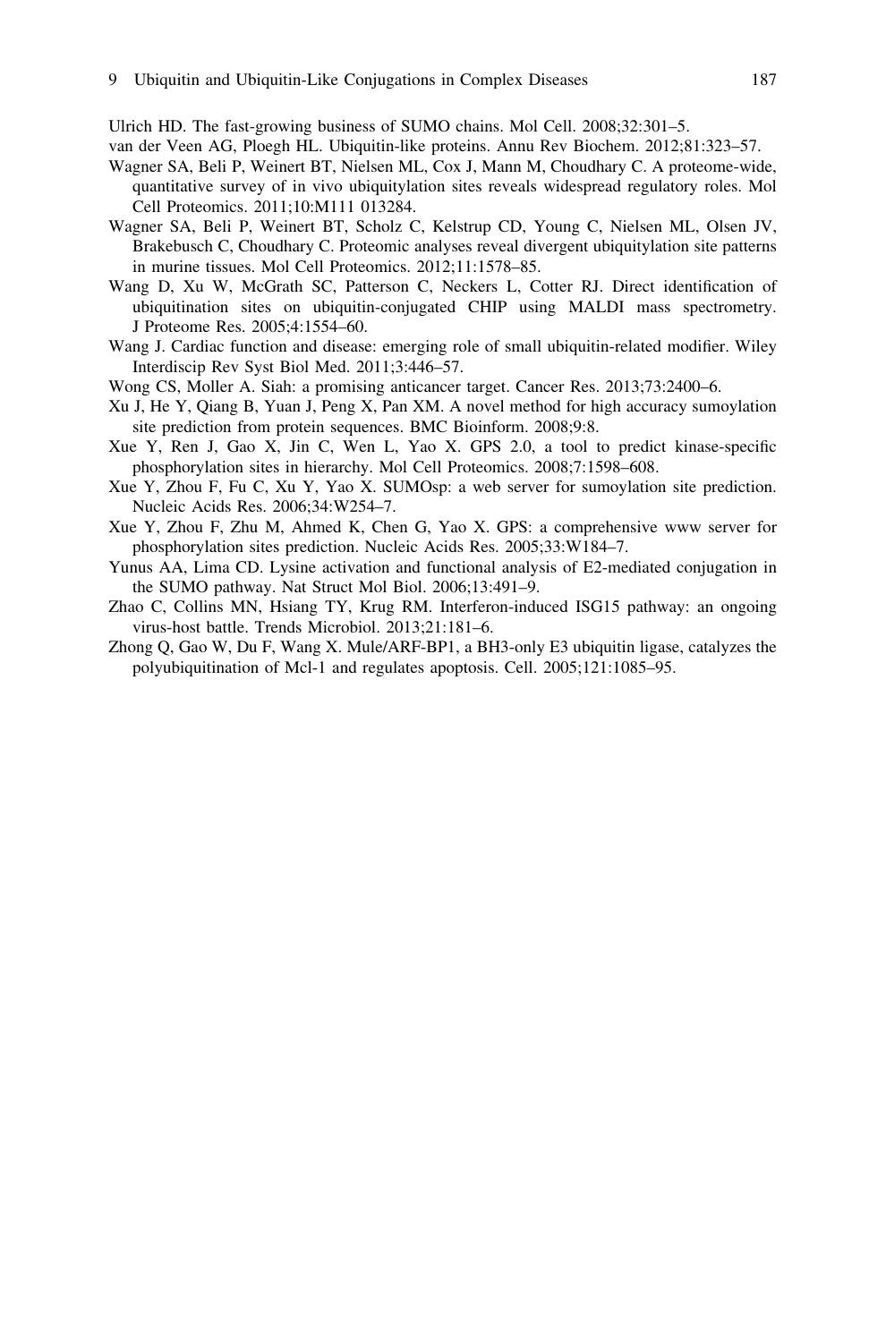Ulrich HD. The fast-growing business of SUMO chains. Mol Cell. 2008;32:301–5.

van der Veen AG, Ploegh HL. Ubiquitin-like proteins. Annu Rev Biochem. 2012;81:323–57.

Wagner SA, Beli P, Weinert BT, Nielsen ML, Cox J, Mann M, Choudhary C. A proteome-wide, quantitative survey of in vivo ubiquitylation sites reveals widespread regulatory roles. Mol Cell Proteomics. 2011;10:M111 013284.

Wagner SA, Beli P, Weinert BT, Scholz C, Kelstrup CD, Young C, Nielsen ML, Olsen JV, Brakebusch C, Choudhary C. Proteomic analyses reveal divergent ubiquitylation site patterns in murine tissues. Mol Cell Proteomics. 2012;11:1578–85.

Wang D, Xu W, McGrath SC, Patterson C, Neckers L, Cotter RJ. Direct identification of ubiquitination sites on ubiquitin-conjugated CHIP using MALDI mass spectrometry. J Proteome Res. 2005;4:1554–60.

Wang J. Cardiac function and disease: emerging role of small ubiquitin-related modifier. Wiley Interdiscip Rev Syst Biol Med. 2011;3:446–57.

Wong CS, Moller A. Siah: a promising anticancer target. Cancer Res. 2013;73:2400–6.

Xu J, He Y, Qiang B, Yuan J, Peng X, Pan XM. A novel method for high accuracy sumoylation site prediction from protein sequences. BMC Bioinform. 2008;9:8.

Xue Y, Ren J, Gao X, Jin C, Wen L, Yao X. GPS 2.0, a tool to predict kinase-specific phosphorylation sites in hierarchy. Mol Cell Proteomics. 2008;7:1598–608.

Xue Y, Zhou F, Fu C, Xu Y, Yao X. SUMOsp: a web server for sumoylation site prediction. Nucleic Acids Res. 2006;34:W254–7.

Xue Y, Zhou F, Zhu M, Ahmed K, Chen G, Yao X. GPS: a comprehensive www server for phosphorylation sites prediction. Nucleic Acids Res. 2005;33:W184–7.

Yunus AA, Lima CD. Lysine activation and functional analysis of E2-mediated conjugation in the SUMO pathway. Nat Struct Mol Biol. 2006;13:491–9.

Zhao C, Collins MN, Hsiang TY, Krug RM. Interferon-induced ISG15 pathway: an ongoing virus-host battle. Trends Microbiol. 2013;21:181–6.

Zhong Q, Gao W, Du F, Wang X. Mule/ARF-BP1, a BH3-only E3 ubiquitin ligase, catalyzes the polyubiquitination of Mcl-1 and regulates apoptosis. Cell. 2005;121:1085–95.